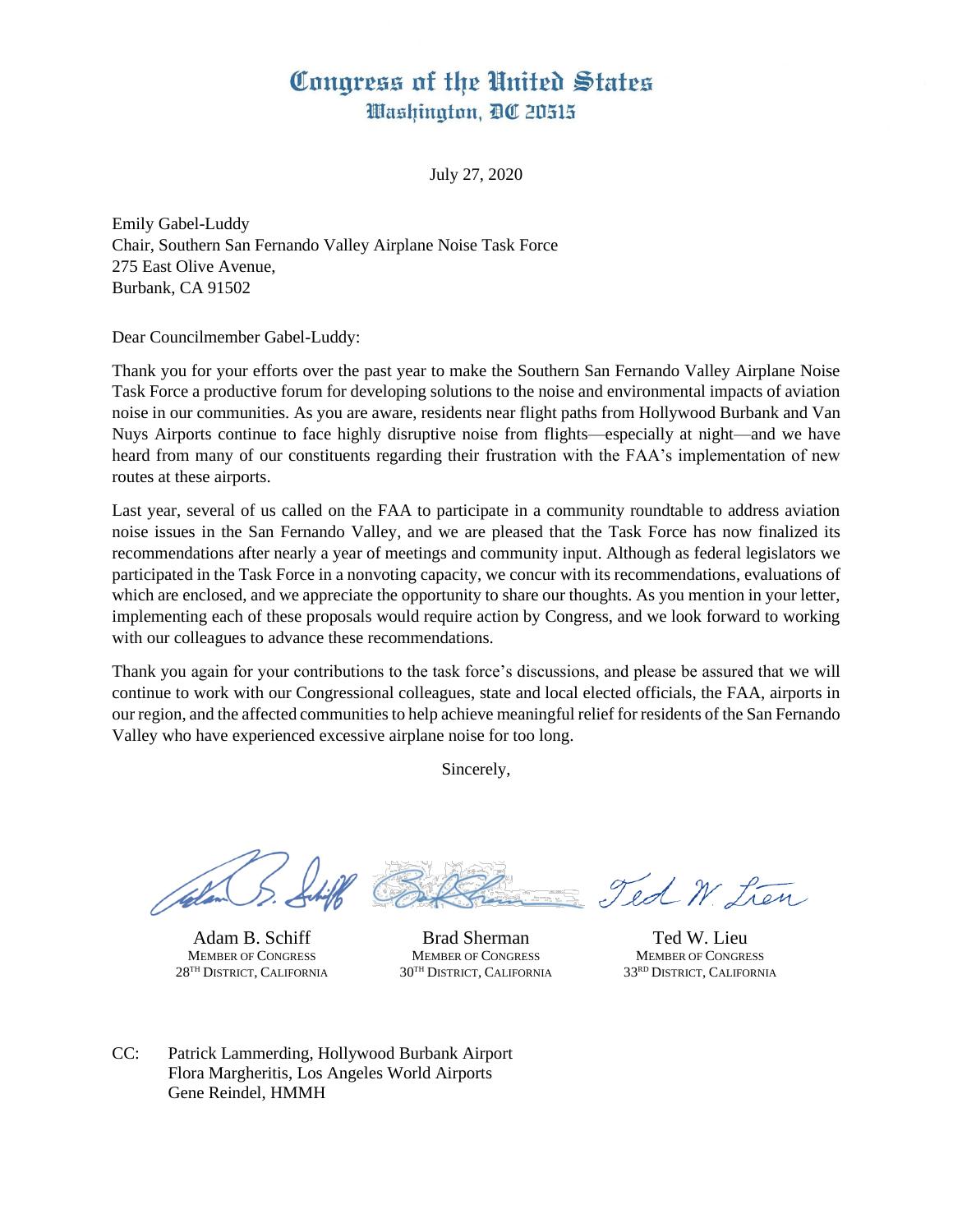# Congress of the United States
## Washington, DC 20515

July 27, 2020

Emily Gabel-Luddy
Chair, Southern San Fernando Valley Airplane Noise Task Force
275 East Olive Avenue,
Burbank, CA 91502

Dear Councilmember Gabel-Luddy:

Thank you for your efforts over the past year to make the Southern San Fernando Valley Airplane Noise Task Force a productive forum for developing solutions to the noise and environmental impacts of aviation noise in our communities. As you are aware, residents near flight paths from Hollywood Burbank and Van Nuys Airports continue to face highly disruptive noise from flights—especially at night—and we have heard from many of our constituents regarding their frustration with the FAA's implementation of new routes at these airports.

Last year, several of us called on the FAA to participate in a community roundtable to address aviation noise issues in the San Fernando Valley, and we are pleased that the Task Force has now finalized its recommendations after nearly a year of meetings and community input. Although as federal legislators we participated in the Task Force in a nonvoting capacity, we concur with its recommendations, evaluations of which are enclosed, and we appreciate the opportunity to share our thoughts. As you mention in your letter, implementing each of these proposals would require action by Congress, and we look forward to working with our colleagues to advance these recommendations.

Thank you again for your contributions to the task force's discussions, and please be assured that we will continue to work with our Congressional colleagues, state and local elected officials, the FAA, airports in our region, and the affected communities to help achieve meaningful relief for residents of the San Fernando Valley who have experienced excessive airplane noise for too long.

Sincerely,

Adam B. Schiff
MEMBER OF CONGRESS
28TH DISTRICT, CALIFORNIA

Brad Sherman
MEMBER OF CONGRESS
30TH DISTRICT, CALIFORNIA

Ted W. Lieu
MEMBER OF CONGRESS
33RD DISTRICT, CALIFORNIA

CC: Patrick Lammerding, Hollywood Burbank Airport
Flora Margheritis, Los Angeles World Airports
Gene Reindel, HMMH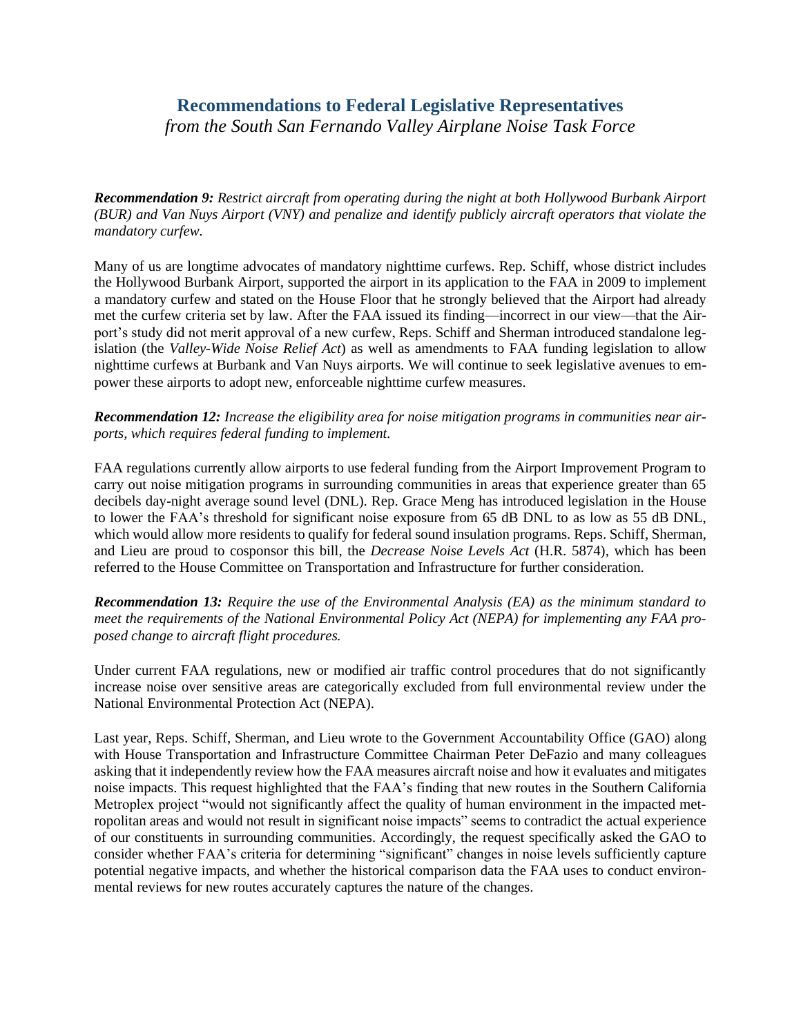## Recommendations to Federal Legislative Representatives

*from the South San Fernando Valley Airplane Noise Task Force*

***Recommendation 9:*** *Restrict aircraft from operating during the night at both Hollywood Burbank Airport (BUR) and Van Nuys Airport (VNY) and penalize and identify publicly aircraft operators that violate the mandatory curfew.*

Many of us are longtime advocates of mandatory nighttime curfews. Rep. Schiff, whose district includes the Hollywood Burbank Airport, supported the airport in its application to the FAA in 2009 to implement a mandatory curfew and stated on the House Floor that he strongly believed that the Airport had already met the curfew criteria set by law. After the FAA issued its finding—incorrect in our view—that the Airport's study did not merit approval of a new curfew, Reps. Schiff and Sherman introduced standalone legislation (the *Valley-Wide Noise Relief Act*) as well as amendments to FAA funding legislation to allow nighttime curfews at Burbank and Van Nuys airports. We will continue to seek legislative avenues to empower these airports to adopt new, enforceable nighttime curfew measures.

***Recommendation 12:*** *Increase the eligibility area for noise mitigation programs in communities near airports, which requires federal funding to implement.*

FAA regulations currently allow airports to use federal funding from the Airport Improvement Program to carry out noise mitigation programs in surrounding communities in areas that experience greater than 65 decibels day-night average sound level (DNL). Rep. Grace Meng has introduced legislation in the House to lower the FAA's threshold for significant noise exposure from 65 dB DNL to as low as 55 dB DNL, which would allow more residents to qualify for federal sound insulation programs. Reps. Schiff, Sherman, and Lieu are proud to cosponsor this bill, the *Decrease Noise Levels Act* (H.R. 5874), which has been referred to the House Committee on Transportation and Infrastructure for further consideration.

***Recommendation 13:*** *Require the use of the Environmental Analysis (EA) as the minimum standard to meet the requirements of the National Environmental Policy Act (NEPA) for implementing any FAA proposed change to aircraft flight procedures.*

Under current FAA regulations, new or modified air traffic control procedures that do not significantly increase noise over sensitive areas are categorically excluded from full environmental review under the National Environmental Protection Act (NEPA).

Last year, Reps. Schiff, Sherman, and Lieu wrote to the Government Accountability Office (GAO) along with House Transportation and Infrastructure Committee Chairman Peter DeFazio and many colleagues asking that it independently review how the FAA measures aircraft noise and how it evaluates and mitigates noise impacts. This request highlighted that the FAA's finding that new routes in the Southern California Metroplex project "would not significantly affect the quality of human environment in the impacted metropolitan areas and would not result in significant noise impacts" seems to contradict the actual experience of our constituents in surrounding communities. Accordingly, the request specifically asked the GAO to consider whether FAA's criteria for determining "significant" changes in noise levels sufficiently capture potential negative impacts, and whether the historical comparison data the FAA uses to conduct environmental reviews for new routes accurately captures the nature of the changes.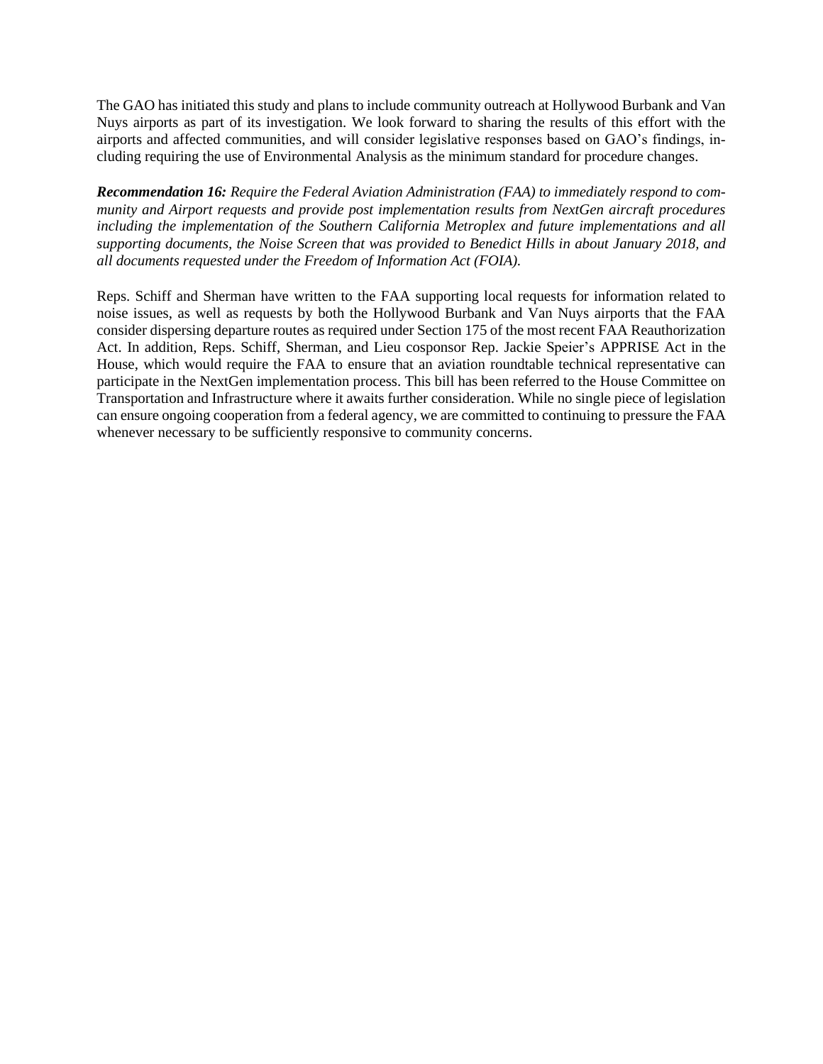The GAO has initiated this study and plans to include community outreach at Hollywood Burbank and Van Nuys airports as part of its investigation. We look forward to sharing the results of this effort with the airports and affected communities, and will consider legislative responses based on GAO's findings, including requiring the use of Environmental Analysis as the minimum standard for procedure changes.

***Recommendation 16:*** *Require the Federal Aviation Administration (FAA) to immediately respond to community and Airport requests and provide post implementation results from NextGen aircraft procedures including the implementation of the Southern California Metroplex and future implementations and all supporting documents, the Noise Screen that was provided to Benedict Hills in about January 2018, and all documents requested under the Freedom of Information Act (FOIA).*

Reps. Schiff and Sherman have written to the FAA supporting local requests for information related to noise issues, as well as requests by both the Hollywood Burbank and Van Nuys airports that the FAA consider dispersing departure routes as required under Section 175 of the most recent FAA Reauthorization Act. In addition, Reps. Schiff, Sherman, and Lieu cosponsor Rep. Jackie Speier's APPRISE Act in the House, which would require the FAA to ensure that an aviation roundtable technical representative can participate in the NextGen implementation process. This bill has been referred to the House Committee on Transportation and Infrastructure where it awaits further consideration. While no single piece of legislation can ensure ongoing cooperation from a federal agency, we are committed to continuing to pressure the FAA whenever necessary to be sufficiently responsive to community concerns.